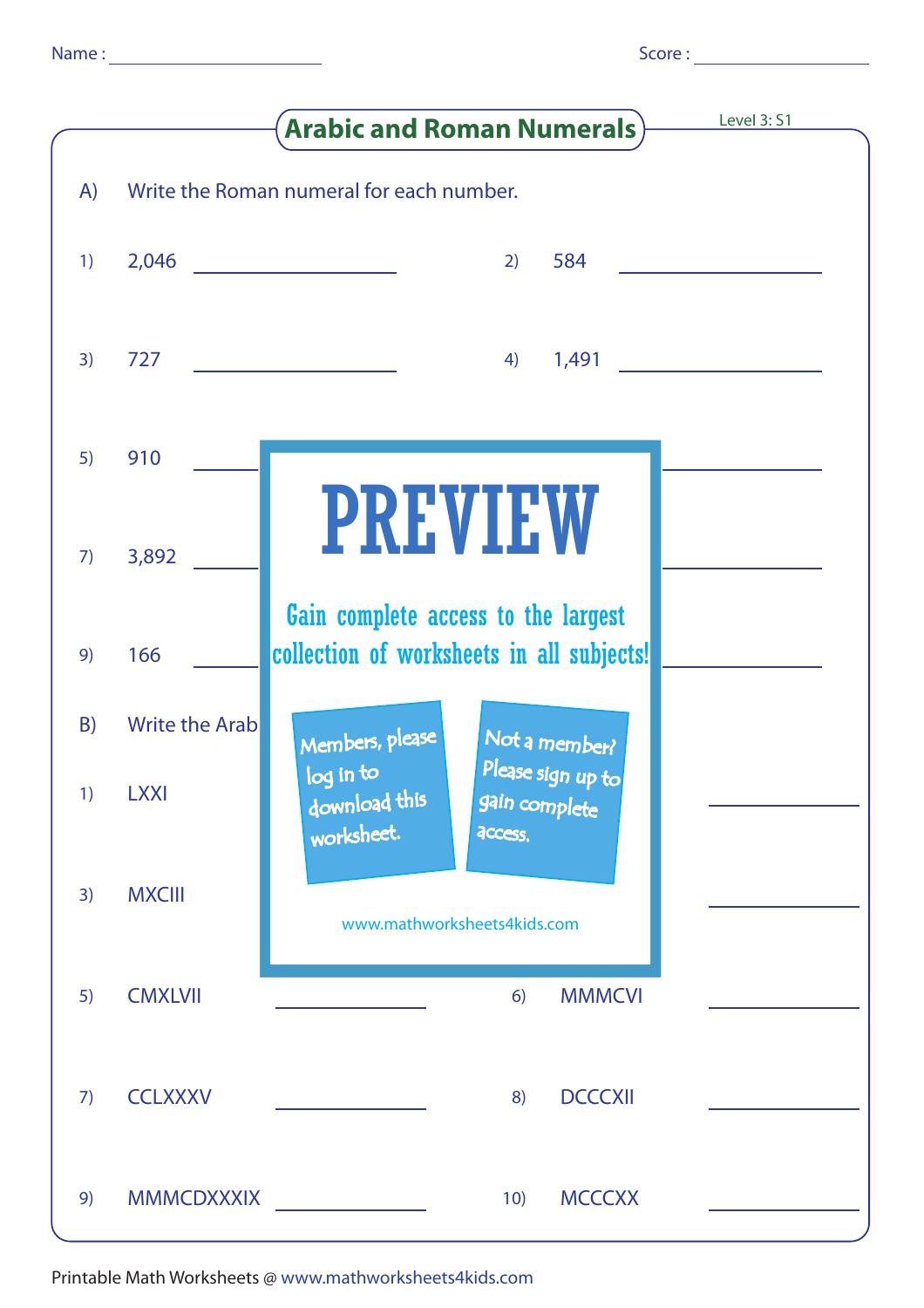Name : ____________________ Score : ____________________

## Arabic and Roman Numerals

Level 3: S1

A) Write the Roman numeral for each number.

1) 2,046 ____________________ 2) 584 ____________________

3) 727 ____________________ 4) 1,491 ____________________

5) 910 ____________________

7) 3,892 ____________________

9) 166 ____________________

# PREVIEW

Gain complete access to the largest collection of worksheets in all subjects!

Members, please log in to download this worksheet.

Not a member? Please sign up to gain complete access.

www.mathworksheets4kids.com

B) Write the Arab

1) LXXI ____________________

3) MXCIII ____________________

5) CMXLVII ____________________ 6) MMMCVI ____________________

7) CCLXXXV ____________________ 8) DCCCXII ____________________

9) MMMCDXXXIX ____________________ 10) MCCCXX ____________________

Printable Math Worksheets @ www.mathworksheets4kids.com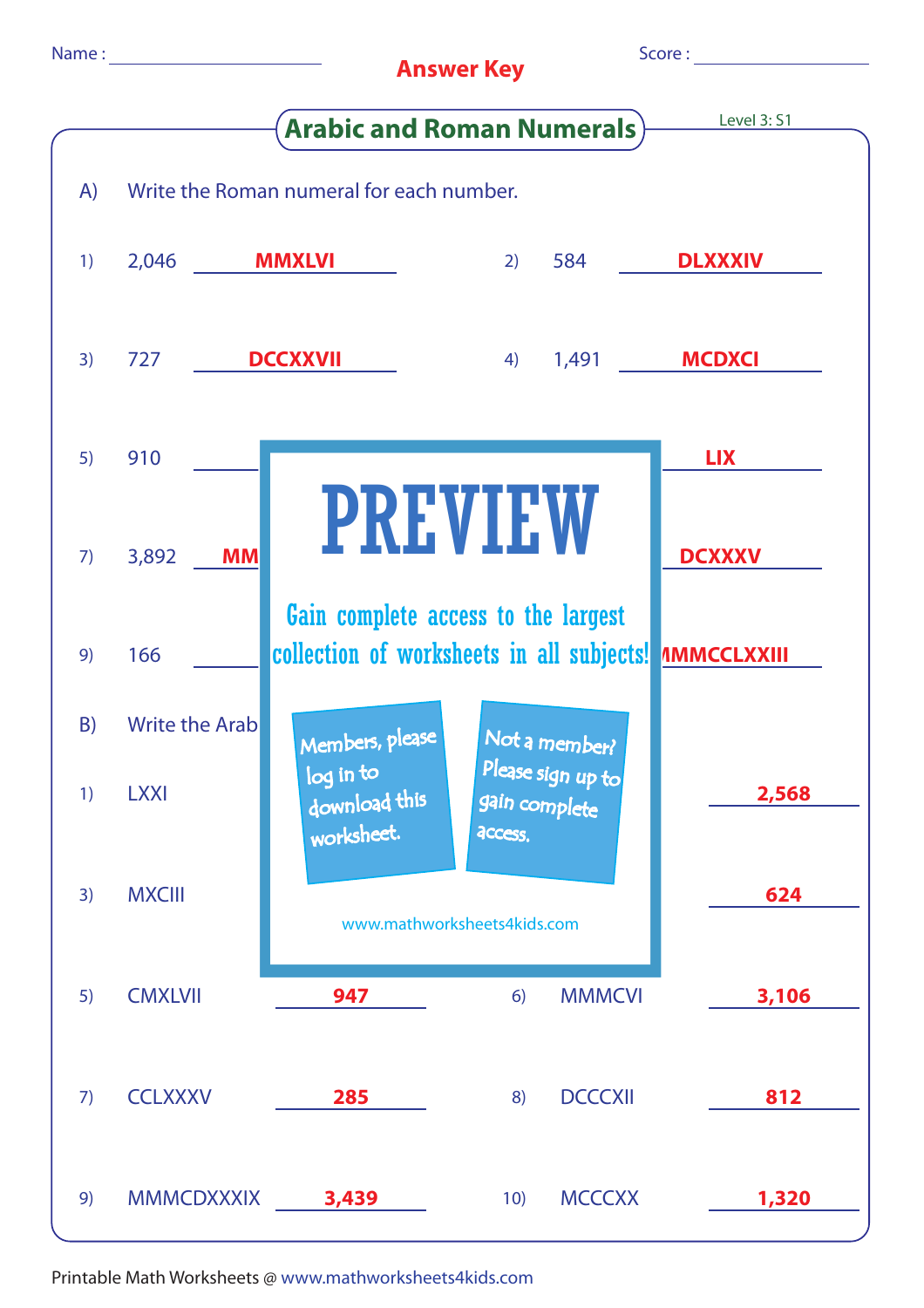Name : ____________ **Answer Key** Score : ____________

## Arabic and Roman Numerals

Level 3: S1

A) Write the Roman numeral for each number.

1) 2,046 **MMXLVI**

2) 584 **DLXXXIV**

3) 727 **DCCXXVII**

4) 1,491 **MCDXCI**

5) 910

6) **LIX**

7) 3,892 **MM**

8) **DCXXXV**

9) 166

10) **MMMCCLXXIII**

B) Write the Arab

1) LXXI

2) **2,568**

3) MXCIII

4) **624**

5) CMXLVII **947**

6) MMMCVI **3,106**

7) CCLXXXV **285**

8) DCCCXII **812**

9) MMMCDXXXIX **3,439**

10) MCCCXX **1,320**

PREVIEW

Gain complete access to the largest collection of worksheets in all subjects!

Members, please log in to download this worksheet.

Not a member? Please sign up to gain complete access.

www.mathworksheets4kids.com

Printable Math Worksheets @ www.mathworksheets4kids.com